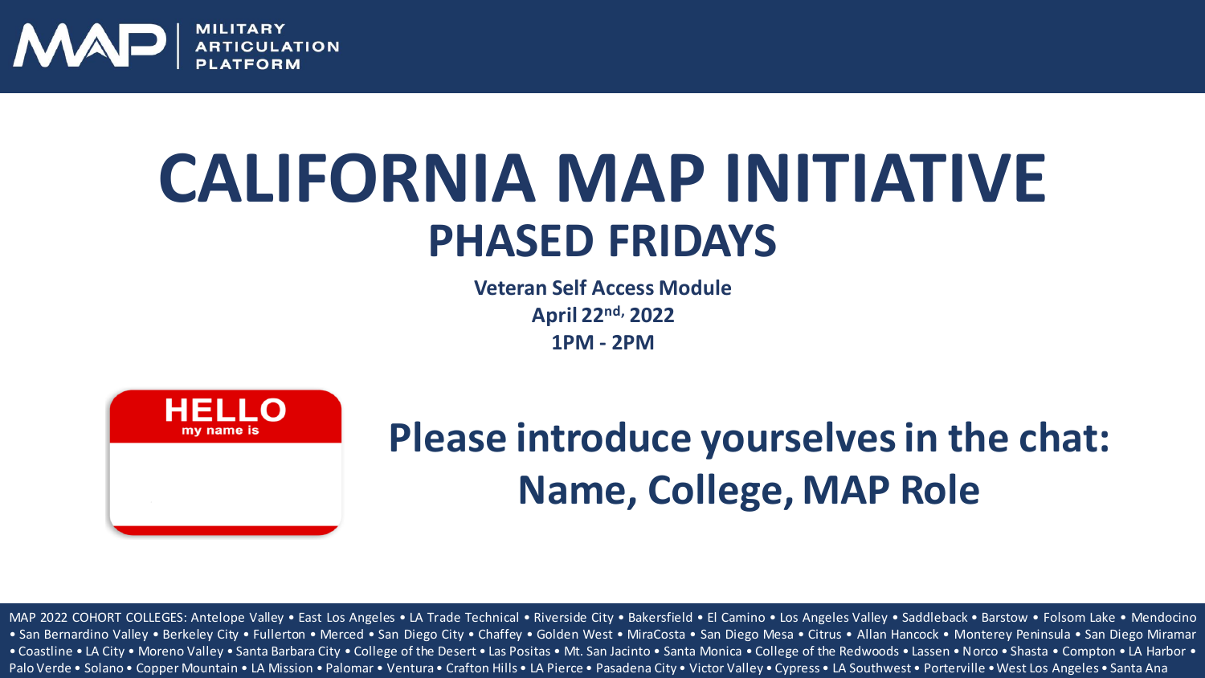MILITARY ARTICULATION PLATFORM

# CALIFORNIA MAP INITIATIVE

## PHASED FRIDAYS

**Veteran Self Access Module**

**April 22nd, 2022**

**1PM - 2PM**

HELLO my name is

## Please introduce yourselves in the chat: Name, College, MAP Role

MAP 2022 COHORT COLLEGES: Antelope Valley • East Los Angeles • LA Trade Technical • Riverside City • Bakersfield • El Camino • Los Angeles Valley • Saddleback • Barstow • Folsom Lake • Mendocino • San Bernardino Valley • Berkeley City • Fullerton • Merced • San Diego City • Chaffey • Golden West • MiraCosta • San Diego Mesa • Citrus • Allan Hancock • Monterey Peninsula • San Diego Miramar • Coastline • LA City • Moreno Valley • Santa Barbara City • College of the Desert • Las Positas • Mt. San Jacinto • Santa Monica • College of the Redwoods • Lassen • Norco • Shasta • Compton • LA Harbor • Palo Verde • Solano • Copper Mountain • LA Mission • Palomar • Ventura • Crafton Hills • LA Pierce • Pasadena City • Victor Valley • Cypress • LA Southwest • Porterville • West Los Angeles • Santa Ana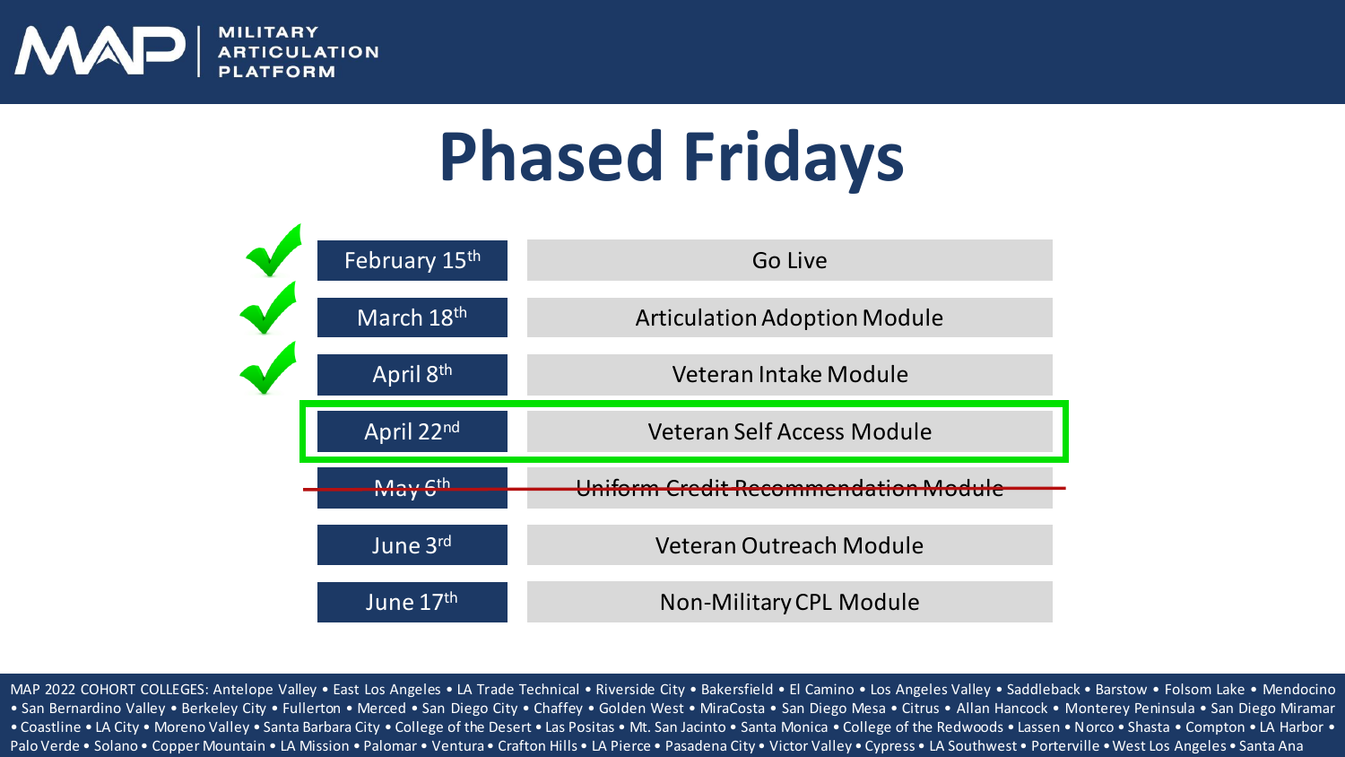# Phased Fridays

| Date | Module |
|---|---|
| ✓ February 15th | Go Live |
| ✓ March 18th | Articulation Adoption Module |
| ✓ April 8th | Veteran Intake Module |
| **April 22nd** | **Veteran Self Access Module** |
| ~~May 6th~~ | ~~Uniform Credit Recommendation Module~~ |
| June 3rd | Veteran Outreach Module |
| June 17th | Non-Military CPL Module |

MAP 2022 COHORT COLLEGES: Antelope Valley • East Los Angeles • LA Trade Technical • Riverside City • Bakersfield • El Camino • Los Angeles Valley • Saddleback • Barstow • Folsom Lake • Mendocino • San Bernardino Valley • Berkeley City • Fullerton • Merced • San Diego City • Chaffey • Golden West • MiraCosta • San Diego Mesa • Citrus • Allan Hancock • Monterey Peninsula • San Diego Miramar • Coastline • LA City • Moreno Valley • Santa Barbara City • College of the Desert • Las Positas • Mt. San Jacinto • Santa Monica • College of the Redwoods • Lassen • Norco • Shasta • Compton • LA Harbor • Palo Verde • Solano • Copper Mountain • LA Mission • Palomar • Ventura • Crafton Hills • LA Pierce • Pasadena City • Victor Valley • Cypress • LA Southwest • Porterville • West Los Angeles • Santa Ana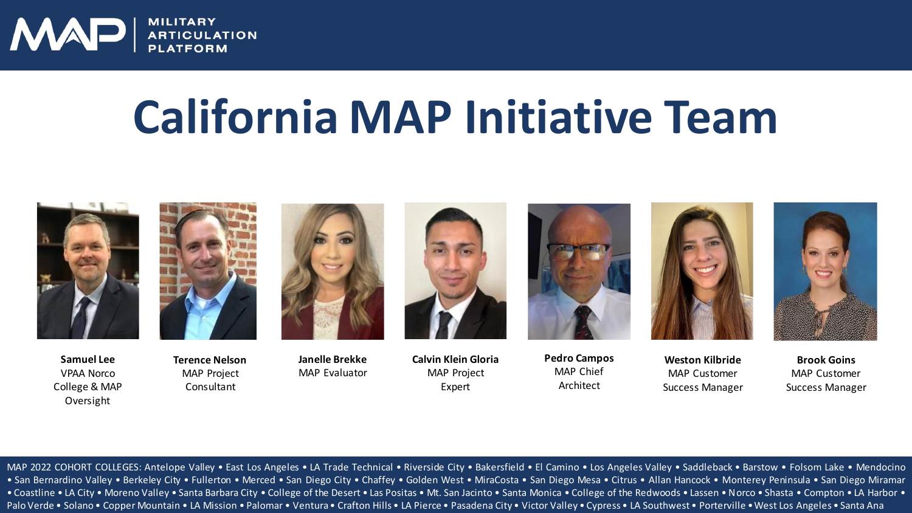MILITARY ARTICULATION PLATFORM

# California MAP Initiative Team

**Samuel Lee**
VPAA Norco College & MAP Oversight

**Terence Nelson**
MAP Project Consultant

**Janelle Brekke**
MAP Evaluator

**Calvin Klein Gloria**
MAP Project Expert

**Pedro Campos**
MAP Chief Architect

**Weston Kilbride**
MAP Customer Success Manager

**Brook Goins**
MAP Customer Success Manager

MAP 2022 COHORT COLLEGES: Antelope Valley • East Los Angeles • LA Trade Technical • Riverside City • Bakersfield • El Camino • Los Angeles Valley • Saddleback • Barstow • Folsom Lake • Mendocino • San Bernardino Valley • Berkeley City • Fullerton • Merced • San Diego City • Chaffey • Golden West • MiraCosta • San Diego Mesa • Citrus • Allan Hancock • Monterey Peninsula • San Diego Miramar • Coastline • LA City • Moreno Valley • Santa Barbara City • College of the Desert • Las Positas • Mt. San Jacinto • Santa Monica • College of the Redwoods • Lassen • Norco • Shasta • Compton • LA Harbor • Palo Verde • Solano • Copper Mountain • LA Mission • Palomar • Ventura • Crafton Hills • LA Pierce • Pasadena City • Victor Valley • Cypress • LA Southwest • Porterville • West Los Angeles • Santa Ana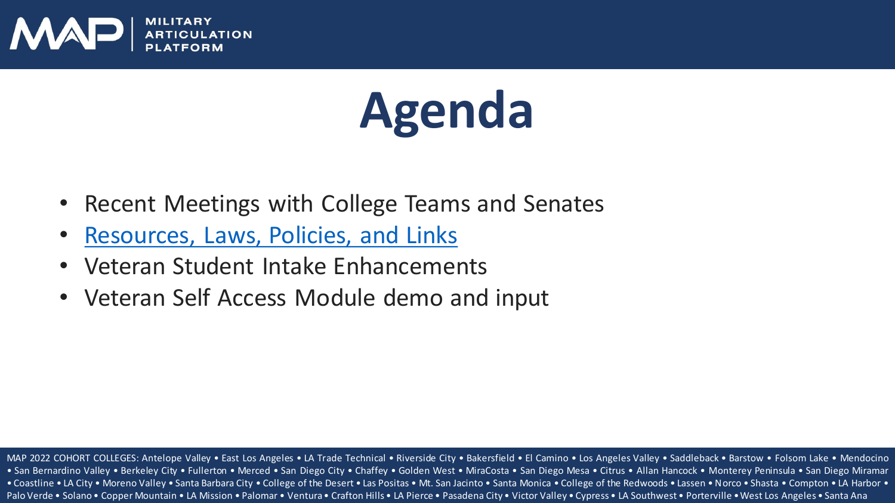# Agenda

- Recent Meetings with College Teams and Senates
- Resources, Laws, Policies, and Links
- Veteran Student Intake Enhancements
- Veteran Self Access Module demo and input

MAP 2022 COHORT COLLEGES: Antelope Valley • East Los Angeles • LA Trade Technical • Riverside City • Bakersfield • El Camino • Los Angeles Valley • Saddleback • Barstow • Folsom Lake • Mendocino • San Bernardino Valley • Berkeley City • Fullerton • Merced • San Diego City • Chaffey • Golden West • MiraCosta • San Diego Mesa • Citrus • Allan Hancock • Monterey Peninsula • San Diego Miramar • Coastline • LA City • Moreno Valley • Santa Barbara City • College of the Desert • Las Positas • Mt. San Jacinto • Santa Monica • College of the Redwoods • Lassen • Norco • Shasta • Compton • LA Harbor • Palo Verde • Solano • Copper Mountain • LA Mission • Palomar • Ventura • Crafton Hills • LA Pierce • Pasadena City • Victor Valley • Cypress • LA Southwest • Porterville • West Los Angeles • Santa Ana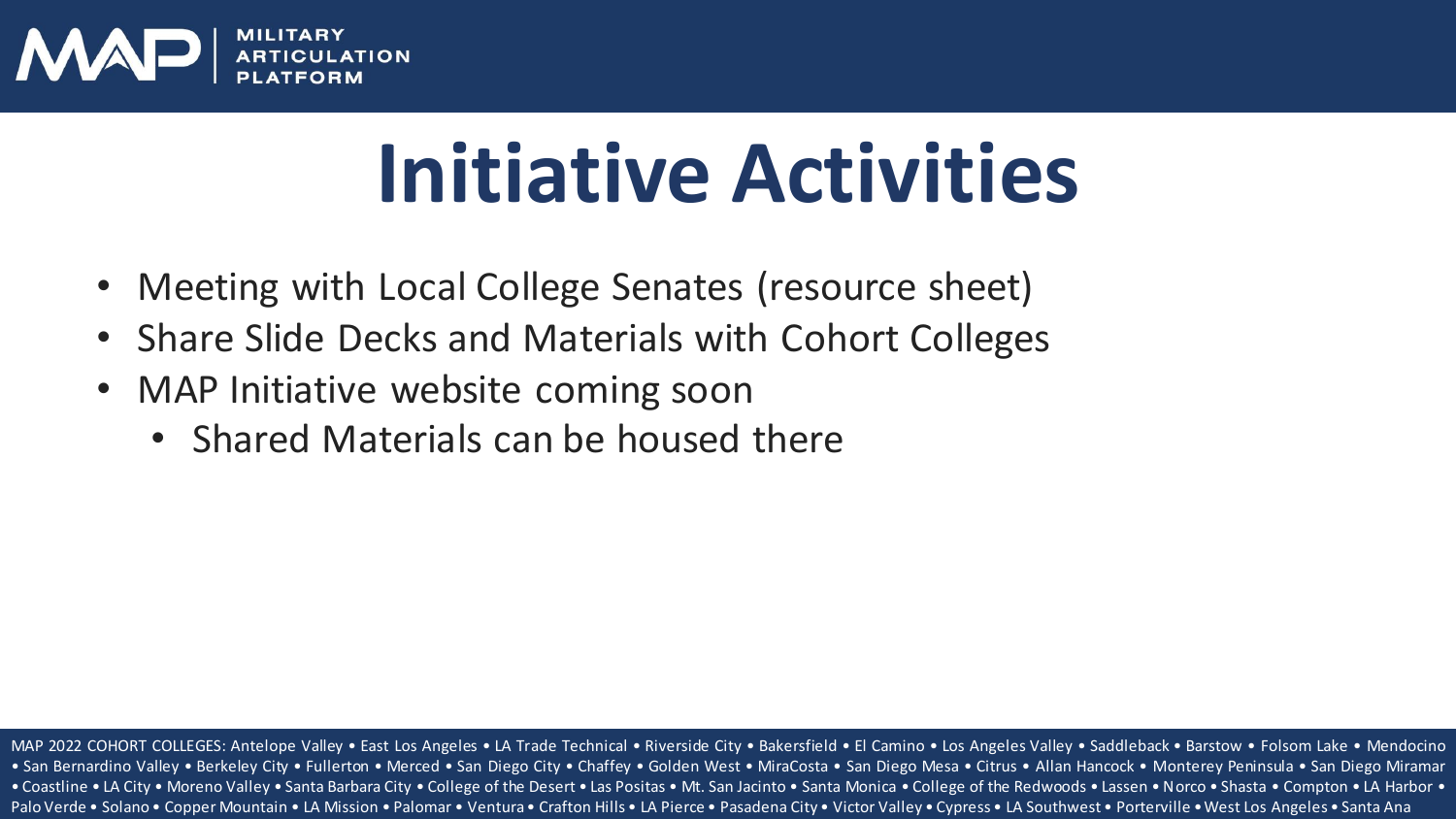# Initiative Activities

- Meeting with Local College Senates (resource sheet)
- Share Slide Decks and Materials with Cohort Colleges
- MAP Initiative website coming soon
  - Shared Materials can be housed there

MAP 2022 COHORT COLLEGES: Antelope Valley • East Los Angeles • LA Trade Technical • Riverside City • Bakersfield • El Camino • Los Angeles Valley • Saddleback • Barstow • Folsom Lake • Mendocino • San Bernardino Valley • Berkeley City • Fullerton • Merced • San Diego City • Chaffey • Golden West • MiraCosta • San Diego Mesa • Citrus • Allan Hancock • Monterey Peninsula • San Diego Miramar • Coastline • LA City • Moreno Valley • Santa Barbara City • College of the Desert • Las Positas • Mt. San Jacinto • Santa Monica • College of the Redwoods • Lassen • Norco • Shasta • Compton • LA Harbor • Palo Verde • Solano • Copper Mountain • LA Mission • Palomar • Ventura • Crafton Hills • LA Pierce • Pasadena City • Victor Valley • Cypress • LA Southwest • Porterville • West Los Angeles • Santa Ana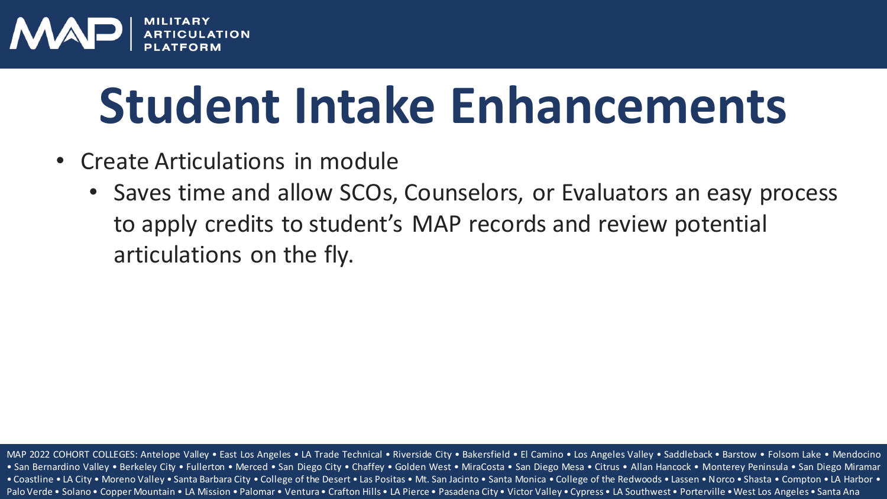# Student Intake Enhancements

- Create Articulations in module
  - Saves time and allow SCOs, Counselors, or Evaluators an easy process to apply credits to student's MAP records and review potential articulations on the fly.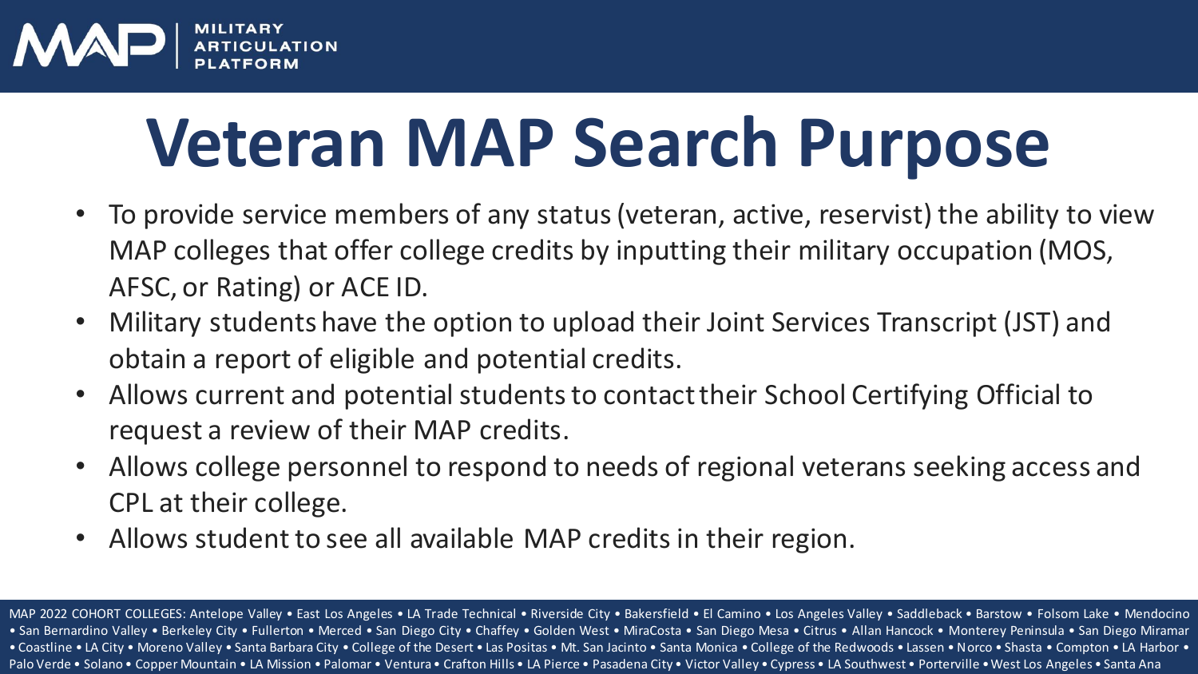# Veteran MAP Search Purpose

- To provide service members of any status (veteran, active, reservist) the ability to view MAP colleges that offer college credits by inputting their military occupation (MOS, AFSC, or Rating) or ACE ID.
- Military students have the option to upload their Joint Services Transcript (JST) and obtain a report of eligible and potential credits.
- Allows current and potential students to contact their School Certifying Official to request a review of their MAP credits.
- Allows college personnel to respond to needs of regional veterans seeking access and CPL at their college.
- Allows student to see all available MAP credits in their region.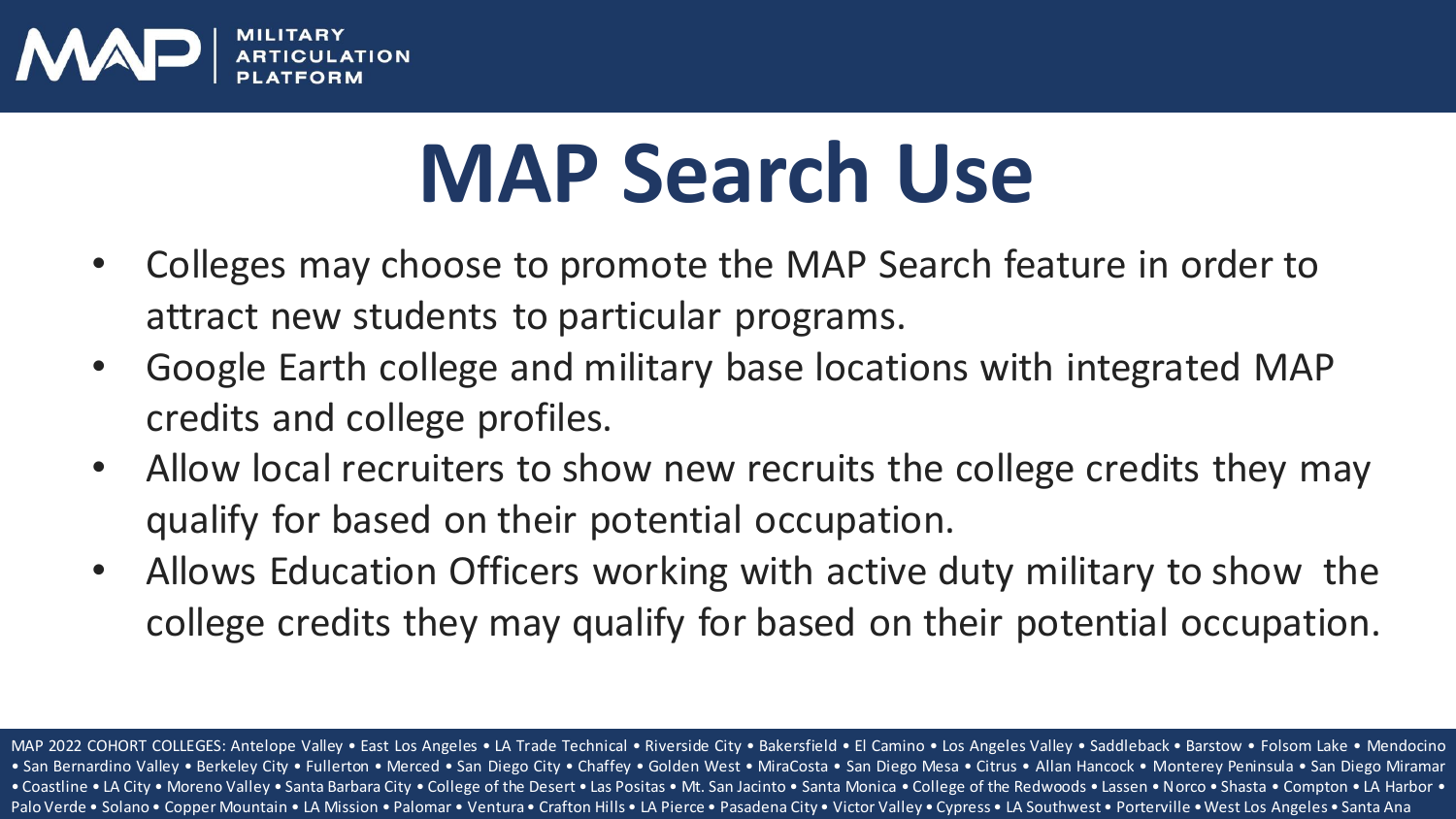# MAP Search Use

- Colleges may choose to promote the MAP Search feature in order to attract new students to particular programs.
- Google Earth college and military base locations with integrated MAP credits and college profiles.
- Allow local recruiters to show new recruits the college credits they may qualify for based on their potential occupation.
- Allows Education Officers working with active duty military to show the college credits they may qualify for based on their potential occupation.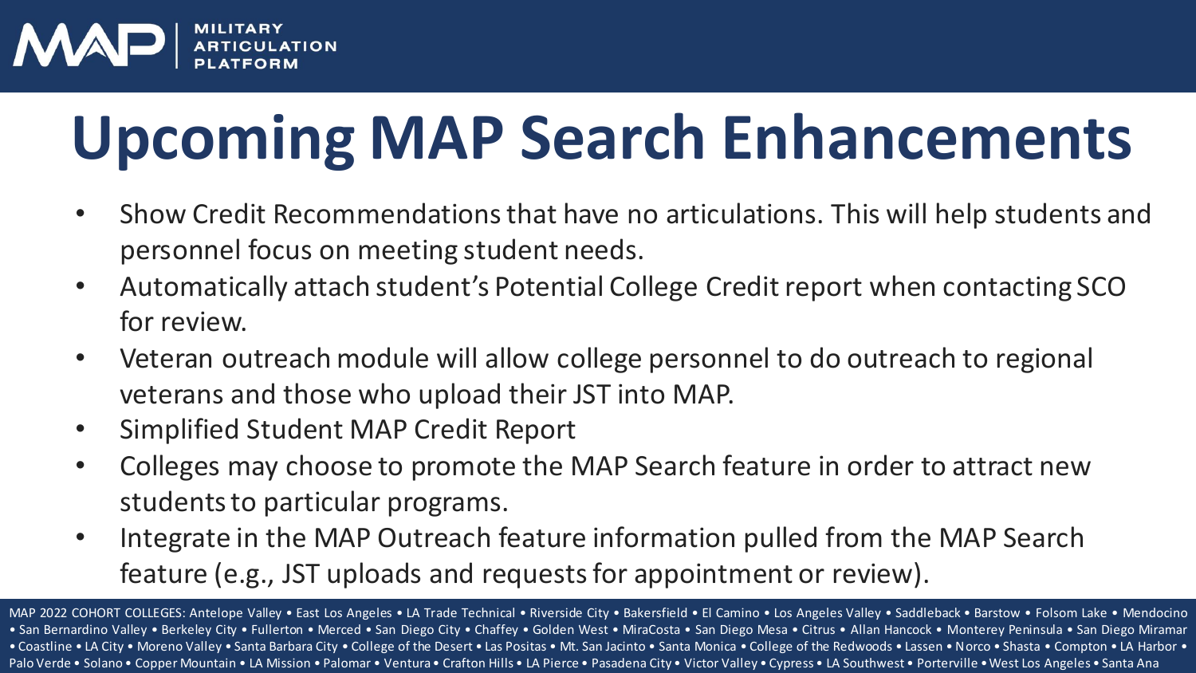# Upcoming MAP Search Enhancements

- Show Credit Recommendations that have no articulations. This will help students and personnel focus on meeting student needs.
- Automatically attach student's Potential College Credit report when contacting SCO for review.
- Veteran outreach module will allow college personnel to do outreach to regional veterans and those who upload their JST into MAP.
- Simplified Student MAP Credit Report
- Colleges may choose to promote the MAP Search feature in order to attract new students to particular programs.
- Integrate in the MAP Outreach feature information pulled from the MAP Search feature (e.g., JST uploads and requests for appointment or review).

MAP 2022 COHORT COLLEGES: Antelope Valley • East Los Angeles • LA Trade Technical • Riverside City • Bakersfield • El Camino • Los Angeles Valley • Saddleback • Barstow • Folsom Lake • Mendocino • San Bernardino Valley • Berkeley City • Fullerton • Merced • San Diego City • Chaffey • Golden West • MiraCosta • San Diego Mesa • Citrus • Allan Hancock • Monterey Peninsula • San Diego Miramar • Coastline • LA City • Moreno Valley • Santa Barbara City • College of the Desert • Las Positas • Mt. San Jacinto • Santa Monica • College of the Redwoods • Lassen • Norco • Shasta • Compton • LA Harbor • Palo Verde • Solano • Copper Mountain • LA Mission • Palomar • Ventura • Crafton Hills • LA Pierce • Pasadena City • Victor Valley • Cypress • LA Southwest • Porterville • West Los Angeles • Santa Ana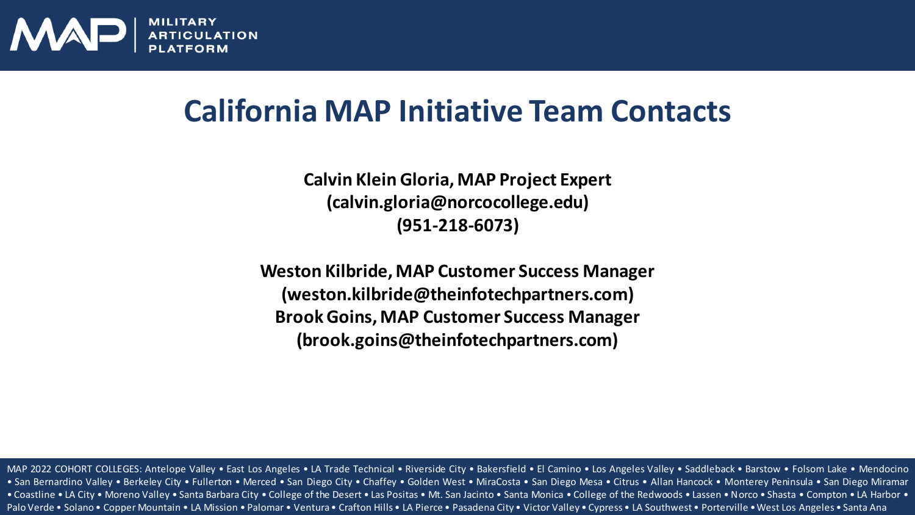MILITARY ARTICULATION PLATFORM

# California MAP Initiative Team Contacts

**Calvin Klein Gloria, MAP Project Expert**
**(calvin.gloria@norcocollege.edu)**
**(951-218-6073)**

**Weston Kilbride, MAP Customer Success Manager**
**(weston.kilbride@theinfotechpartners.com)**
**Brook Goins, MAP Customer Success Manager**
**(brook.goins@theinfotechpartners.com)**

MAP 2022 COHORT COLLEGES: Antelope Valley • East Los Angeles • LA Trade Technical • Riverside City • Bakersfield • El Camino • Los Angeles Valley • Saddleback • Barstow • Folsom Lake • Mendocino • San Bernardino Valley • Berkeley City • Fullerton • Merced • San Diego City • Chaffey • Golden West • MiraCosta • San Diego Mesa • Citrus • Allan Hancock • Monterey Peninsula • San Diego Miramar • Coastline • LA City • Moreno Valley • Santa Barbara City • College of the Desert • Las Positas • Mt. San Jacinto • Santa Monica • College of the Redwoods • Lassen • Norco • Shasta • Compton • LA Harbor • Palo Verde • Solano • Copper Mountain • LA Mission • Palomar • Ventura • Crafton Hills • LA Pierce • Pasadena City • Victor Valley • Cypress • LA Southwest • Porterville • West Los Angeles • Santa Ana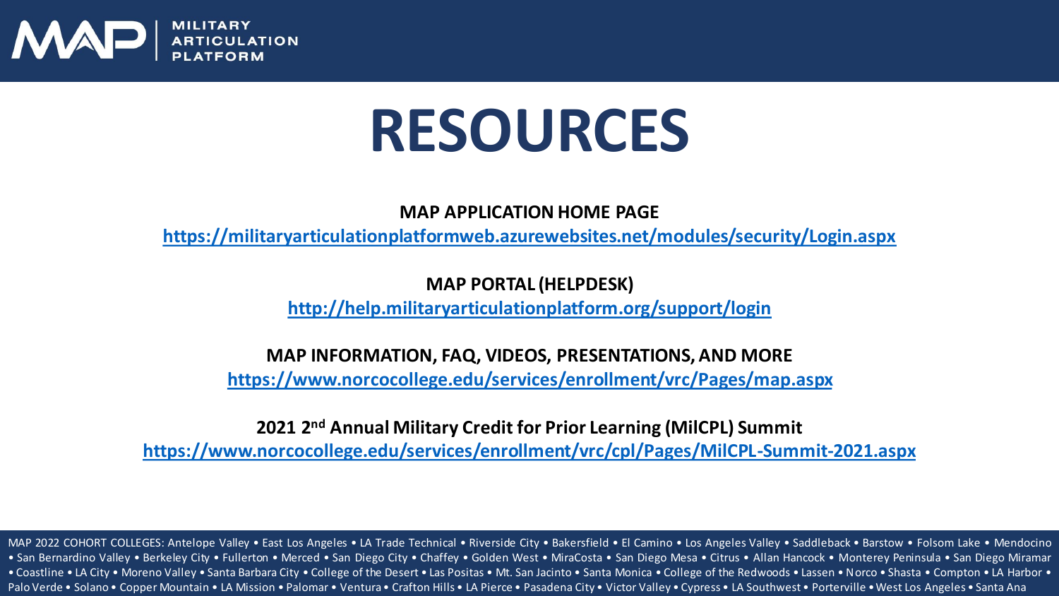MILITARY ARTICULATION PLATFORM

# RESOURCES

**MAP APPLICATION HOME PAGE**

**https://militaryarticulationplatformweb.azurewebsites.net/modules/security/Login.aspx**

**MAP PORTAL (HELPDESK)**

**http://help.militaryarticulationplatform.org/support/login**

**MAP INFORMATION, FAQ, VIDEOS, PRESENTATIONS, AND MORE**

**https://www.norcocollege.edu/services/enrollment/vrc/Pages/map.aspx**

**2021 2nd Annual Military Credit for Prior Learning (MilCPL) Summit**

**https://www.norcocollege.edu/services/enrollment/vrc/cpl/Pages/MilCPL-Summit-2021.aspx**

MAP 2022 COHORT COLLEGES: Antelope Valley • East Los Angeles • LA Trade Technical • Riverside City • Bakersfield • El Camino • Los Angeles Valley • Saddleback • Barstow • Folsom Lake • Mendocino • San Bernardino Valley • Berkeley City • Fullerton • Merced • San Diego City • Chaffey • Golden West • MiraCosta • San Diego Mesa • Citrus • Allan Hancock • Monterey Peninsula • San Diego Miramar • Coastline • LA City • Moreno Valley • Santa Barbara City • College of the Desert • Las Positas • Mt. San Jacinto • Santa Monica • College of the Redwoods • Lassen • Norco • Shasta • Compton • LA Harbor • Palo Verde • Solano • Copper Mountain • LA Mission • Palomar • Ventura • Crafton Hills • LA Pierce • Pasadena City • Victor Valley • Cypress • LA Southwest • Porterville • West Los Angeles • Santa Ana